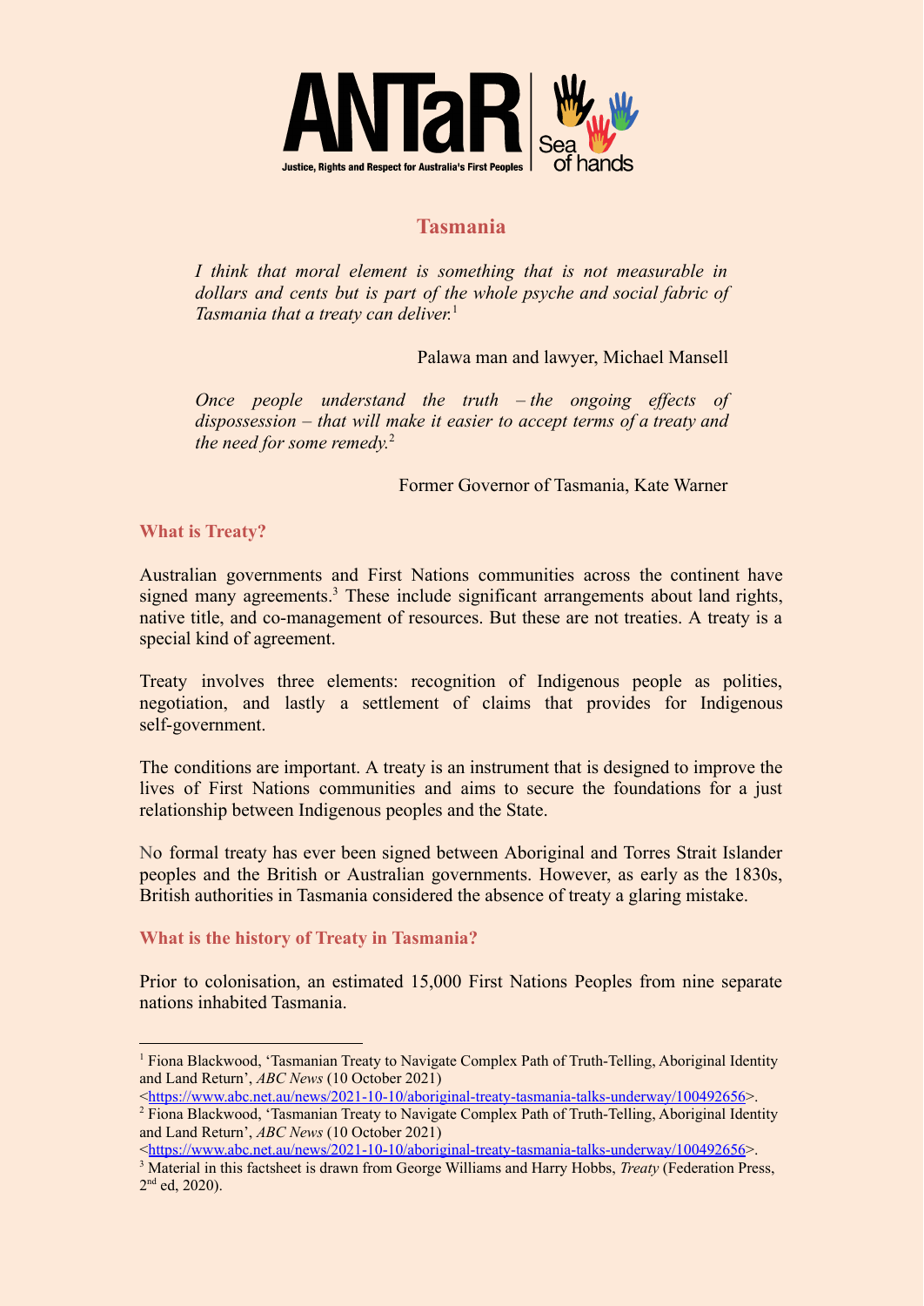ANTaR

Justice, Rights and Respect for Australia's First Peoples

Sea of hands

## Tasmania

> *I think that moral element is something that is not measurable in dollars and cents but is part of the whole psyche and social fabric of Tasmania that a treaty can deliver.*[1]
>
> Palawa man and lawyer, Michael Mansell

> *Once people understand the truth – the ongoing effects of dispossession – that will make it easier to accept terms of a treaty and the need for some remedy.*[2]
>
> Former Governor of Tasmania, Kate Warner

### What is Treaty?

Australian governments and First Nations communities across the continent have signed many agreements.[3] These include significant arrangements about land rights, native title, and co-management of resources. But these are not treaties. A treaty is a special kind of agreement.

Treaty involves three elements: recognition of Indigenous people as polities, negotiation, and lastly a settlement of claims that provides for Indigenous self-government.

The conditions are important. A treaty is an instrument that is designed to improve the lives of First Nations communities and aims to secure the foundations for a just relationship between Indigenous peoples and the State.

No formal treaty has ever been signed between Aboriginal and Torres Strait Islander peoples and the British or Australian governments. However, as early as the 1830s, British authorities in Tasmania considered the absence of treaty a glaring mistake.

### What is the history of Treaty in Tasmania?

Prior to colonisation, an estimated 15,000 First Nations Peoples from nine separate nations inhabited Tasmania.

---

[1] Fiona Blackwood, 'Tasmanian Treaty to Navigate Complex Path of Truth-Telling, Aboriginal Identity and Land Return', *ABC News* (10 October 2021) <https://www.abc.net.au/news/2021-10-10/aboriginal-treaty-tasmania-talks-underway/100492656>.

[2] Fiona Blackwood, 'Tasmanian Treaty to Navigate Complex Path of Truth-Telling, Aboriginal Identity and Land Return', *ABC News* (10 October 2021) <https://www.abc.net.au/news/2021-10-10/aboriginal-treaty-tasmania-talks-underway/100492656>.

[3] Material in this factsheet is drawn from George Williams and Harry Hobbs, *Treaty* (Federation Press, 2nd ed, 2020).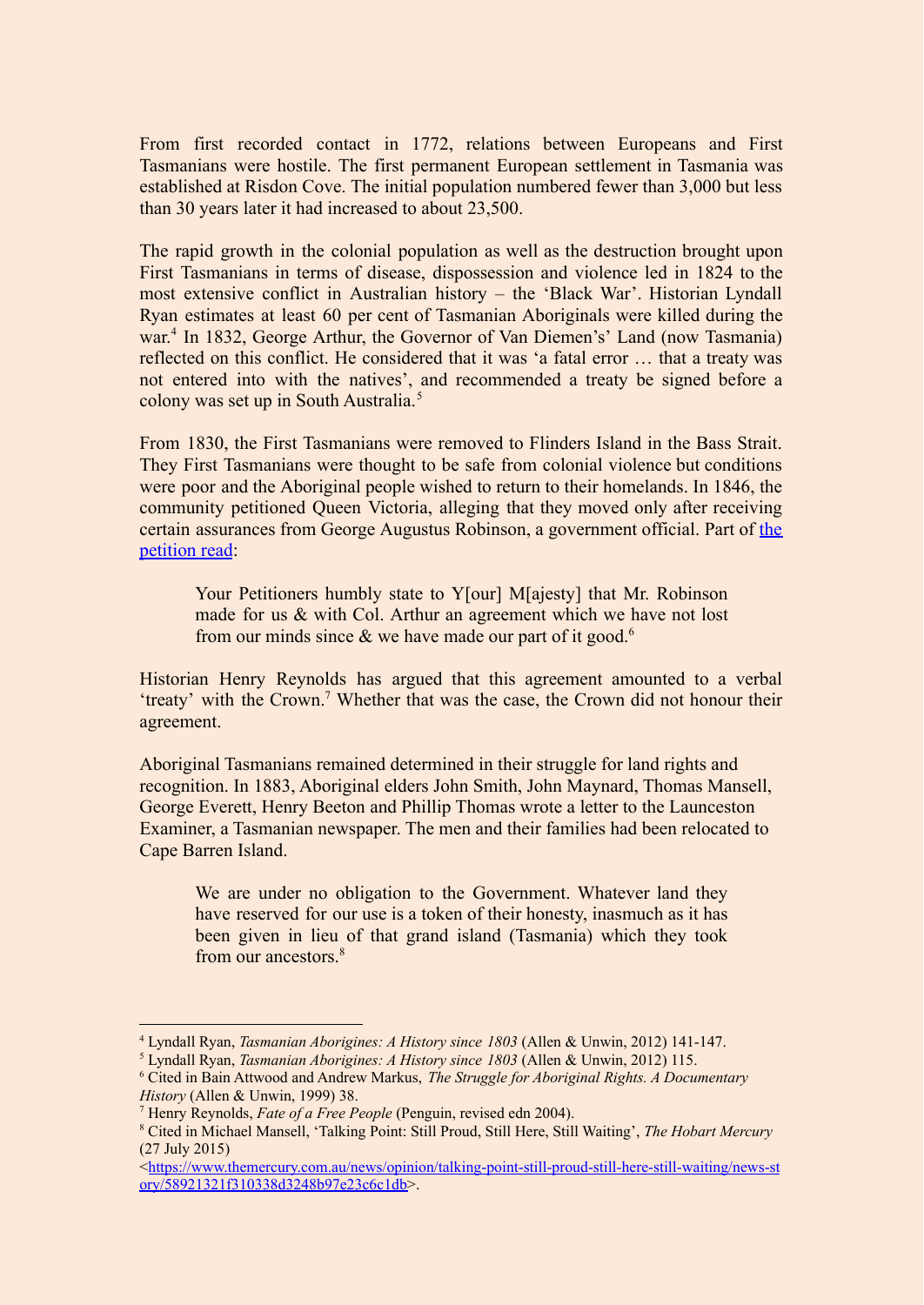From first recorded contact in 1772, relations between Europeans and First Tasmanians were hostile. The first permanent European settlement in Tasmania was established at Risdon Cove. The initial population numbered fewer than 3,000 but less than 30 years later it had increased to about 23,500.

The rapid growth in the colonial population as well as the destruction brought upon First Tasmanians in terms of disease, dispossession and violence led in 1824 to the most extensive conflict in Australian history – the 'Black War'. Historian Lyndall Ryan estimates at least 60 per cent of Tasmanian Aboriginals were killed during the war.[4] In 1832, George Arthur, the Governor of Van Diemen's' Land (now Tasmania) reflected on this conflict. He considered that it was 'a fatal error … that a treaty was not entered into with the natives', and recommended a treaty be signed before a colony was set up in South Australia.[5]

From 1830, the First Tasmanians were removed to Flinders Island in the Bass Strait. They First Tasmanians were thought to be safe from colonial violence but conditions were poor and the Aboriginal people wished to return to their homelands. In 1846, the community petitioned Queen Victoria, alleging that they moved only after receiving certain assurances from George Augustus Robinson, a government official. Part of [the petition read]:

> Your Petitioners humbly state to Y[our] M[ajesty] that Mr. Robinson made for us & with Col. Arthur an agreement which we have not lost from our minds since & we have made our part of it good.[6]

Historian Henry Reynolds has argued that this agreement amounted to a verbal 'treaty' with the Crown.[7] Whether that was the case, the Crown did not honour their agreement.

Aboriginal Tasmanians remained determined in their struggle for land rights and recognition. In 1883, Aboriginal elders John Smith, John Maynard, Thomas Mansell, George Everett, Henry Beeton and Phillip Thomas wrote a letter to the Launceston Examiner, a Tasmanian newspaper. The men and their families had been relocated to Cape Barren Island.

> We are under no obligation to the Government. Whatever land they have reserved for our use is a token of their honesty, inasmuch as it has been given in lieu of that grand island (Tasmania) which they took from our ancestors.[8]

---

[4] Lyndall Ryan, *Tasmanian Aborigines: A History since 1803* (Allen & Unwin, 2012) 141-147.

[5] Lyndall Ryan, *Tasmanian Aborigines: A History since 1803* (Allen & Unwin, 2012) 115.

[6] Cited in Bain Attwood and Andrew Markus, *The Struggle for Aboriginal Rights. A Documentary History* (Allen & Unwin, 1999) 38.

[7] Henry Reynolds, *Fate of a Free People* (Penguin, revised edn 2004).

[8] Cited in Michael Mansell, 'Talking Point: Still Proud, Still Here, Still Waiting', *The Hobart Mercury* (27 July 2015) <https://www.themercury.com.au/news/opinion/talking-point-still-proud-still-here-still-waiting/news-story/58921321f310338d3248b97e23c6c1db>.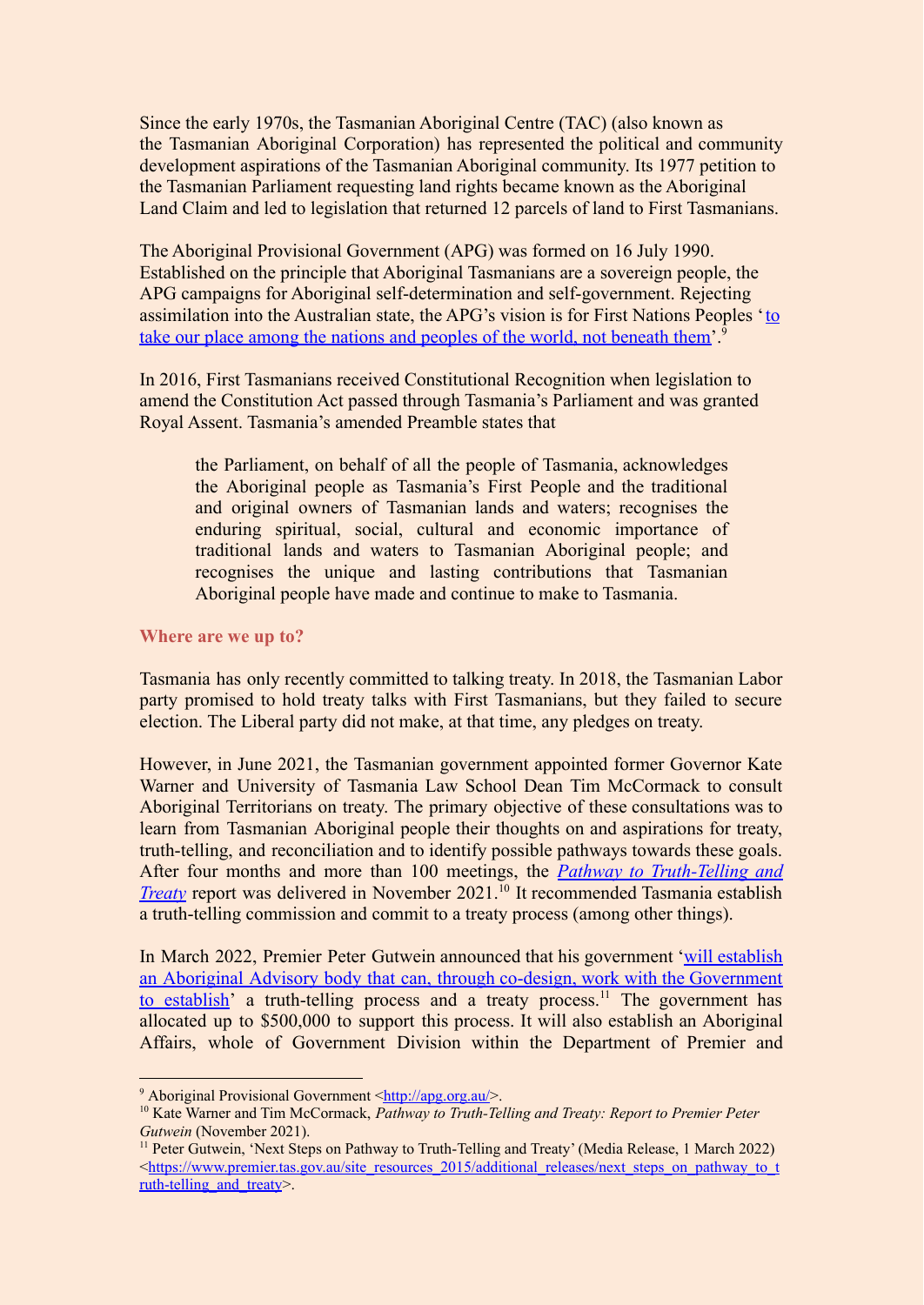Since the early 1970s, the Tasmanian Aboriginal Centre (TAC) (also known as the Tasmanian Aboriginal Corporation) has represented the political and community development aspirations of the Tasmanian Aboriginal community. Its 1977 petition to the Tasmanian Parliament requesting land rights became known as the Aboriginal Land Claim and led to legislation that returned 12 parcels of land to First Tasmanians.

The Aboriginal Provisional Government (APG) was formed on 16 July 1990. Established on the principle that Aboriginal Tasmanians are a sovereign people, the APG campaigns for Aboriginal self-determination and self-government. Rejecting assimilation into the Australian state, the APG's vision is for First Nations Peoples '[to take our place among the nations and peoples of the world, not beneath them](http://apg.org.au/)'.[9]

In 2016, First Tasmanians received Constitutional Recognition when legislation to amend the Constitution Act passed through Tasmania's Parliament and was granted Royal Assent. Tasmania's amended Preamble states that

> the Parliament, on behalf of all the people of Tasmania, acknowledges the Aboriginal people as Tasmania's First People and the traditional and original owners of Tasmanian lands and waters; recognises the enduring spiritual, social, cultural and economic importance of traditional lands and waters to Tasmanian Aboriginal people; and recognises the unique and lasting contributions that Tasmanian Aboriginal people have made and continue to make to Tasmania.

### Where are we up to?

Tasmania has only recently committed to talking treaty. In 2018, the Tasmanian Labor party promised to hold treaty talks with First Tasmanians, but they failed to secure election. The Liberal party did not make, at that time, any pledges on treaty.

However, in June 2021, the Tasmanian government appointed former Governor Kate Warner and University of Tasmania Law School Dean Tim McCormack to consult Aboriginal Territorians on treaty. The primary objective of these consultations was to learn from Tasmanian Aboriginal people their thoughts on and aspirations for treaty, truth-telling, and reconciliation and to identify possible pathways towards these goals. After four months and more than 100 meetings, the *Pathway to Truth-Telling and Treaty* report was delivered in November 2021.[10] It recommended Tasmania establish a truth-telling commission and commit to a treaty process (among other things).

In March 2022, Premier Peter Gutwein announced that his government '[will establish an Aboriginal Advisory body that can, through co-design, work with the Government to establish](https://www.premier.tas.gov.au/site_resources_2015/additional_releases/next_steps_on_pathway_to_truth-telling_and_treaty)' a truth-telling process and a treaty process.[11] The government has allocated up to $500,000 to support this process. It will also establish an Aboriginal Affairs, whole of Government Division within the Department of Premier and

---

[9] Aboriginal Provisional Government <http://apg.org.au/>.

[10] Kate Warner and Tim McCormack, *Pathway to Truth-Telling and Treaty: Report to Premier Peter Gutwein* (November 2021).

[11] Peter Gutwein, 'Next Steps on Pathway to Truth-Telling and Treaty' (Media Release, 1 March 2022) <https://www.premier.tas.gov.au/site_resources_2015/additional_releases/next_steps_on_pathway_to_truth-telling_and_treaty>.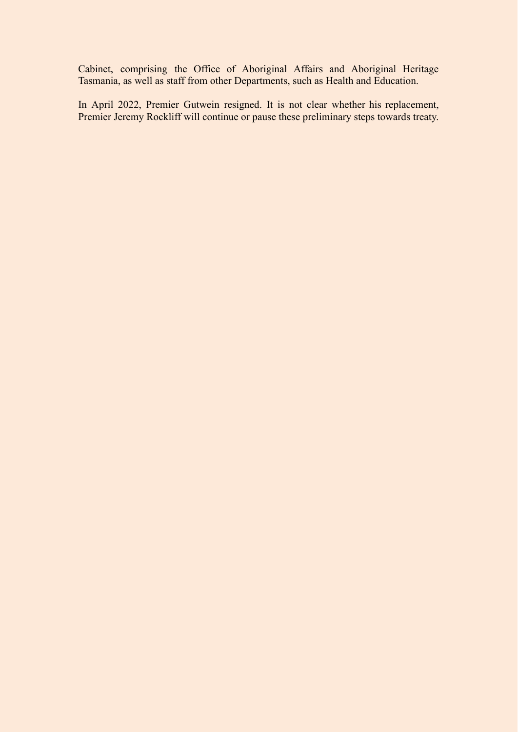Cabinet, comprising the Office of Aboriginal Affairs and Aboriginal Heritage Tasmania, as well as staff from other Departments, such as Health and Education.

In April 2022, Premier Gutwein resigned. It is not clear whether his replacement, Premier Jeremy Rockliff will continue or pause these preliminary steps towards treaty.